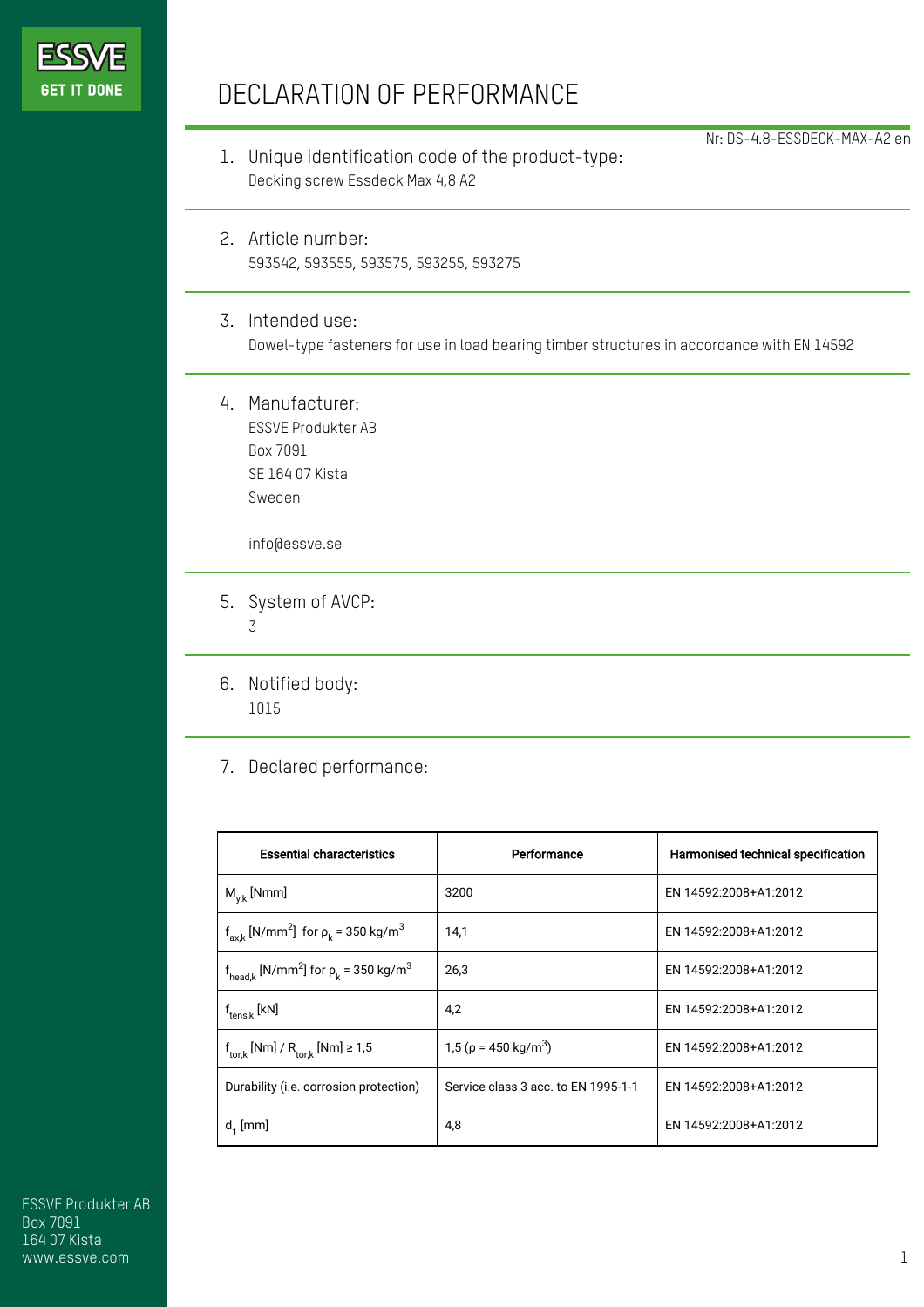ESSVE GET IT DONE

# DECLARATION OF PERFORMANCE

Nr: DS-4.8-ESSDECK-MAX-A2 en

1. Unique identification code of the product-type:
   Decking screw Essdeck Max 4,8 A2

2. Article number:
   593542, 593555, 593575, 593255, 593275

3. Intended use:
   Dowel-type fasteners for use in load bearing timber structures in accordance with EN 14592

4. Manufacturer:
   ESSVE Produkter AB
   Box 7091
   SE 164 07 Kista
   Sweden

   info@essve.se

5. System of AVCP:
   3

6. Notified body:
   1015

7. Declared performance:

| Essential characteristics | Performance | Harmonised technical specification |
|---|---|---|
| $M_{y,k}$ [Nmm] | 3200 | EN 14592:2008+A1:2012 |
| $f_{ax,k}$ [N/mm$^2$] for $\rho_k$ = 350 kg/m$^3$ | 14,1 | EN 14592:2008+A1:2012 |
| $f_{head,k}$ [N/mm$^2$] for $\rho_k$ = 350 kg/m$^3$ | 26,3 | EN 14592:2008+A1:2012 |
| $f_{tens,k}$ [kN] | 4,2 | EN 14592:2008+A1:2012 |
| $f_{tor,k}$ [Nm] / $R_{tor,k}$ [Nm] ≥ 1,5 | 1,5 ($\rho$ = 450 kg/m$^3$) | EN 14592:2008+A1:2012 |
| Durability (i.e. corrosion protection) | Service class 3 acc. to EN 1995-1-1 | EN 14592:2008+A1:2012 |
| $d_1$ [mm] | 4,8 | EN 14592:2008+A1:2012 |

ESSVE Produkter AB
Box 7091
164 07 Kista
www.essve.com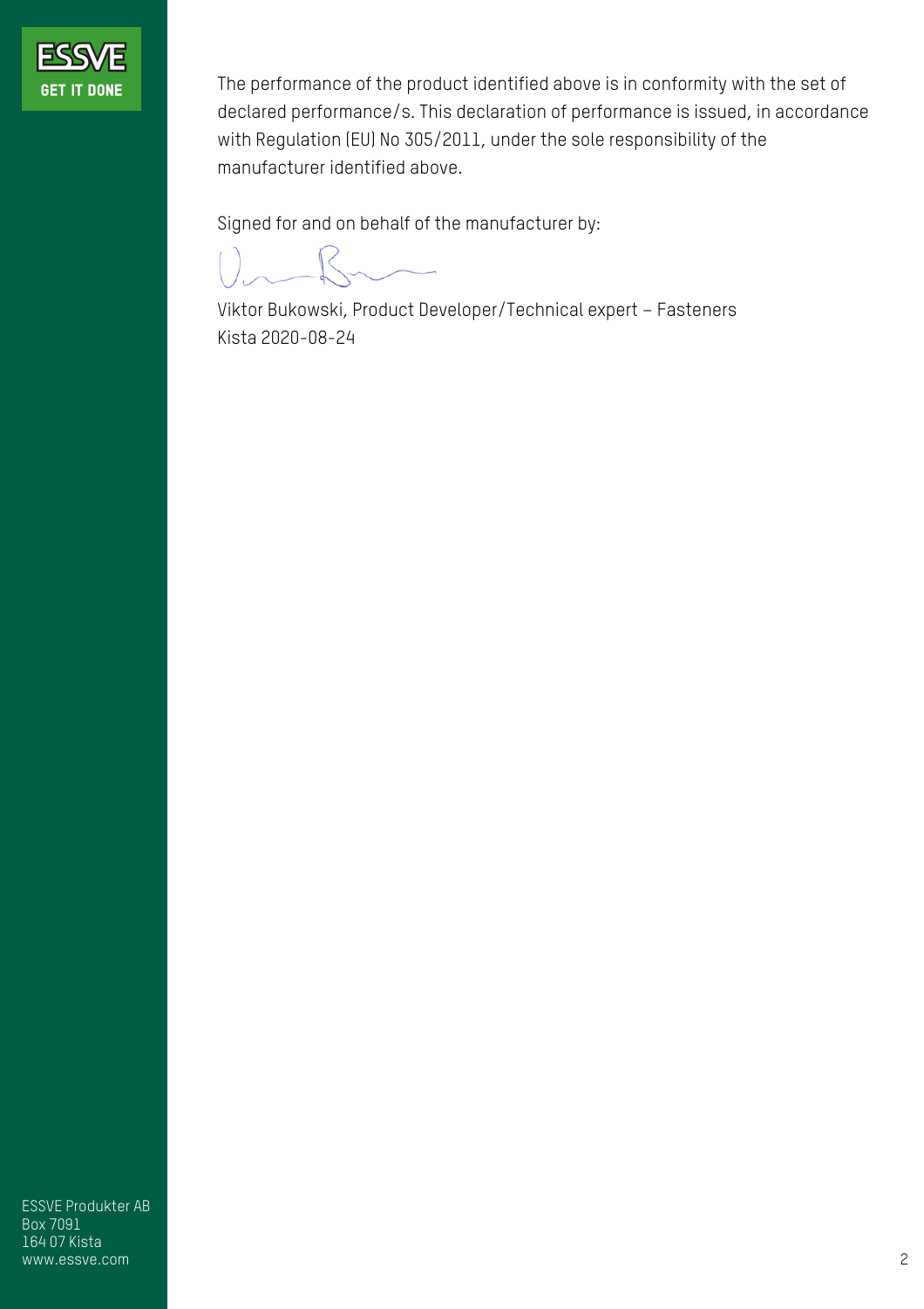The performance of the product identified above is in conformity with the set of declared performance/s. This declaration of performance is issued, in accordance with Regulation (EU) No 305/2011, under the sole responsibility of the manufacturer identified above.

Signed for and on behalf of the manufacturer by:

Viktor Bukowski, Product Developer/Technical expert – Fasteners
Kista 2020-08-24

ESSVE Produkter AB
Box 7091
164 07 Kista
www.essve.com